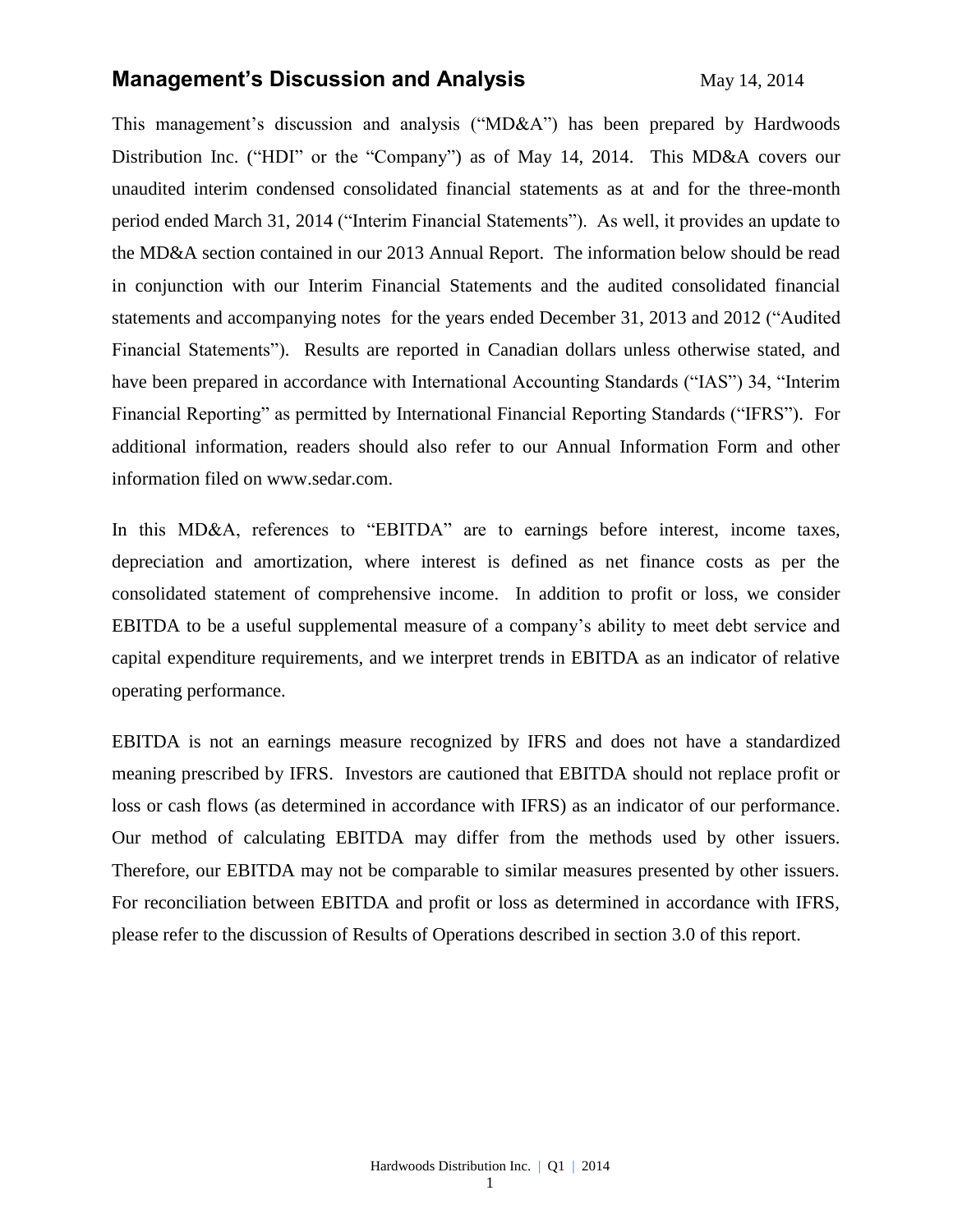# Management's Discussion and Analysis

May 14, 2014

This management's discussion and analysis ("MD&A") has been prepared by Hardwoods Distribution Inc. ("HDI" or the "Company") as of May 14, 2014. This MD&A covers our unaudited interim condensed consolidated financial statements as at and for the three-month period ended March 31, 2014 ("Interim Financial Statements"). As well, it provides an update to the MD&A section contained in our 2013 Annual Report. The information below should be read in conjunction with our Interim Financial Statements and the audited consolidated financial statements and accompanying notes for the years ended December 31, 2013 and 2012 ("Audited Financial Statements"). Results are reported in Canadian dollars unless otherwise stated, and have been prepared in accordance with International Accounting Standards ("IAS") 34, "Interim Financial Reporting" as permitted by International Financial Reporting Standards ("IFRS"). For additional information, readers should also refer to our Annual Information Form and other information filed on www.sedar.com.

In this MD&A, references to "EBITDA" are to earnings before interest, income taxes, depreciation and amortization, where interest is defined as net finance costs as per the consolidated statement of comprehensive income. In addition to profit or loss, we consider EBITDA to be a useful supplemental measure of a company's ability to meet debt service and capital expenditure requirements, and we interpret trends in EBITDA as an indicator of relative operating performance.

EBITDA is not an earnings measure recognized by IFRS and does not have a standardized meaning prescribed by IFRS. Investors are cautioned that EBITDA should not replace profit or loss or cash flows (as determined in accordance with IFRS) as an indicator of our performance. Our method of calculating EBITDA may differ from the methods used by other issuers. Therefore, our EBITDA may not be comparable to similar measures presented by other issuers. For reconciliation between EBITDA and profit or loss as determined in accordance with IFRS, please refer to the discussion of Results of Operations described in section 3.0 of this report.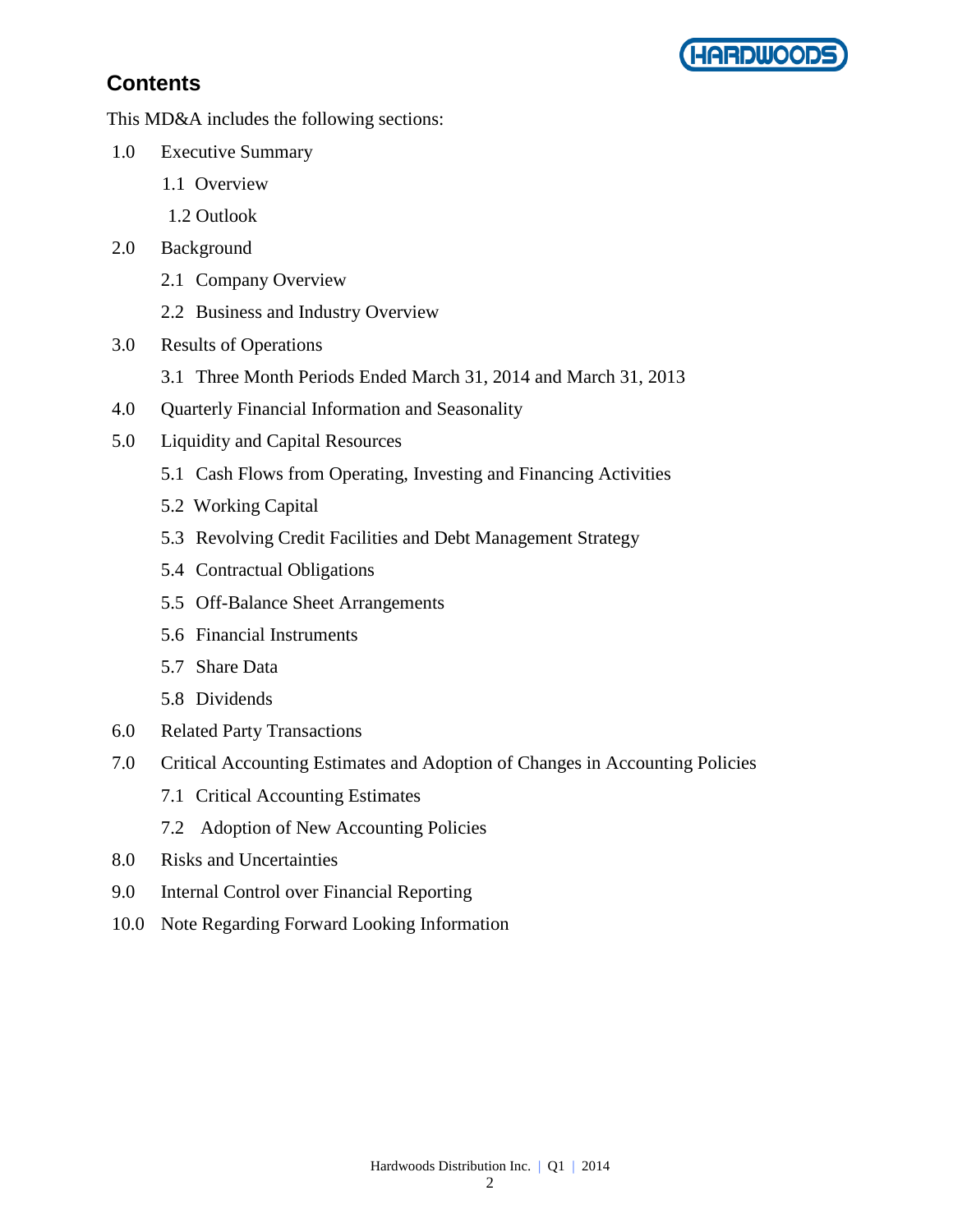## Contents

This MD&A includes the following sections:

- 1.0 Executive Summary
  - 1.1 Overview
  - 1.2 Outlook
- 2.0 Background
  - 2.1 Company Overview
  - 2.2 Business and Industry Overview
- 3.0 Results of Operations
  - 3.1 Three Month Periods Ended March 31, 2014 and March 31, 2013
- 4.0 Quarterly Financial Information and Seasonality
- 5.0 Liquidity and Capital Resources
  - 5.1 Cash Flows from Operating, Investing and Financing Activities
  - 5.2 Working Capital
  - 5.3 Revolving Credit Facilities and Debt Management Strategy
  - 5.4 Contractual Obligations
  - 5.5 Off-Balance Sheet Arrangements
  - 5.6 Financial Instruments
  - 5.7 Share Data
  - 5.8 Dividends
- 6.0 Related Party Transactions
- 7.0 Critical Accounting Estimates and Adoption of Changes in Accounting Policies
  - 7.1 Critical Accounting Estimates
  - 7.2 Adoption of New Accounting Policies
- 8.0 Risks and Uncertainties
- 9.0 Internal Control over Financial Reporting
- 10.0 Note Regarding Forward Looking Information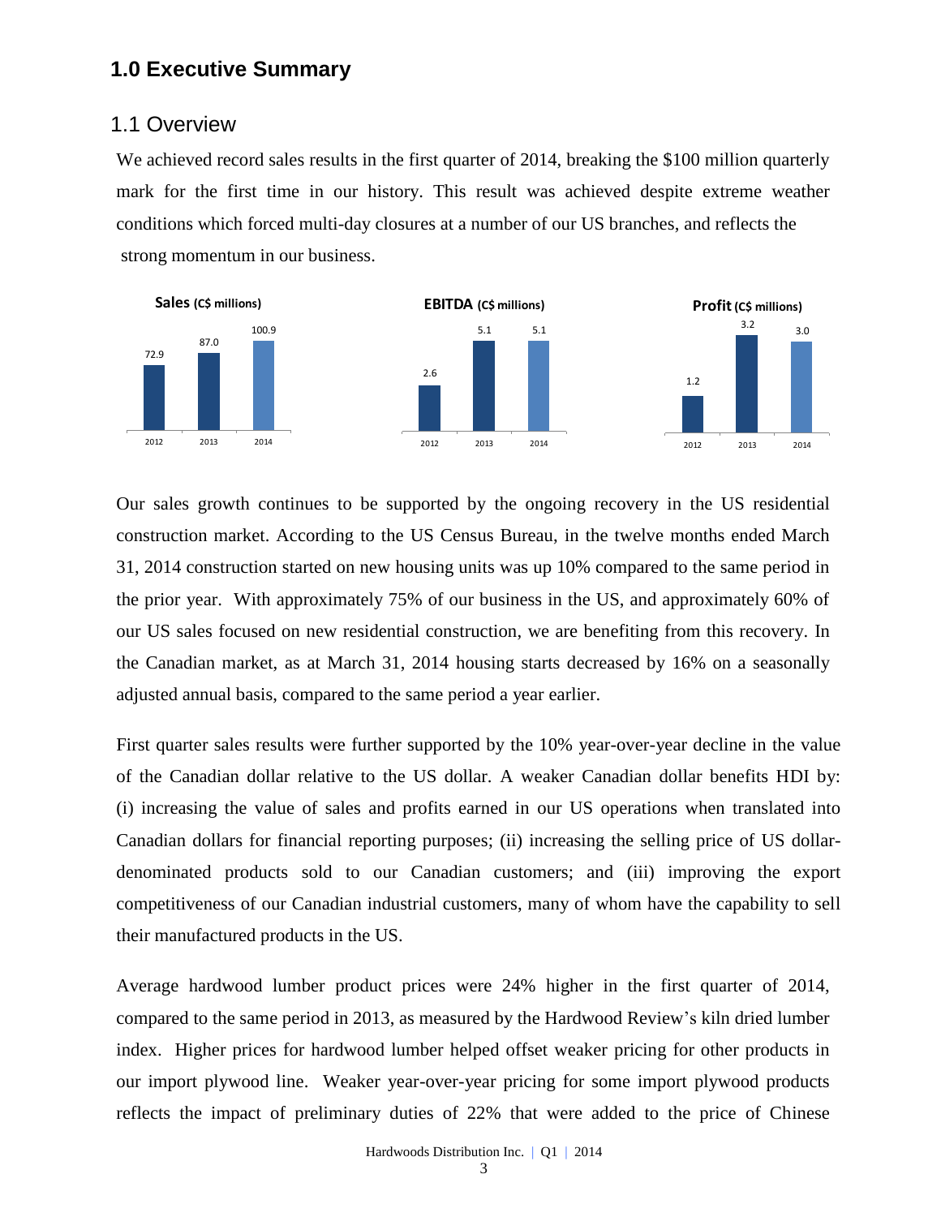# 1.0 Executive Summary

## 1.1 Overview

We achieved record sales results in the first quarter of 2014, breaking the $100 million quarterly mark for the first time in our history. This result was achieved despite extreme weather conditions which forced multi-day closures at a number of our US branches, and reflects the strong momentum in our business.

**Sales** (C$ millions)

72.9
87.0
100.9
2012
2013
2014

**EBITDA** (C$ millions)

2.6
5.1
5.1
2012
2013
2014

**Profit** (C$ millions)

1.2
3.2
3.0
2012
2013
2014

Our sales growth continues to be supported by the ongoing recovery in the US residential construction market. According to the US Census Bureau, in the twelve months ended March 31, 2014 construction started on new housing units was up 10% compared to the same period in the prior year. With approximately 75% of our business in the US, and approximately 60% of our US sales focused on new residential construction, we are benefiting from this recovery. In the Canadian market, as at March 31, 2014 housing starts decreased by 16% on a seasonally adjusted annual basis, compared to the same period a year earlier.

First quarter sales results were further supported by the 10% year-over-year decline in the value of the Canadian dollar relative to the US dollar. A weaker Canadian dollar benefits HDI by: (i) increasing the value of sales and profits earned in our US operations when translated into Canadian dollars for financial reporting purposes; (ii) increasing the selling price of US dollar-denominated products sold to our Canadian customers; and (iii) improving the export competitiveness of our Canadian industrial customers, many of whom have the capability to sell their manufactured products in the US.

Average hardwood lumber product prices were 24% higher in the first quarter of 2014, compared to the same period in 2013, as measured by the Hardwood Review's kiln dried lumber index. Higher prices for hardwood lumber helped offset weaker pricing for other products in our import plywood line. Weaker year-over-year pricing for some import plywood products reflects the impact of preliminary duties of 22% that were added to the price of Chinese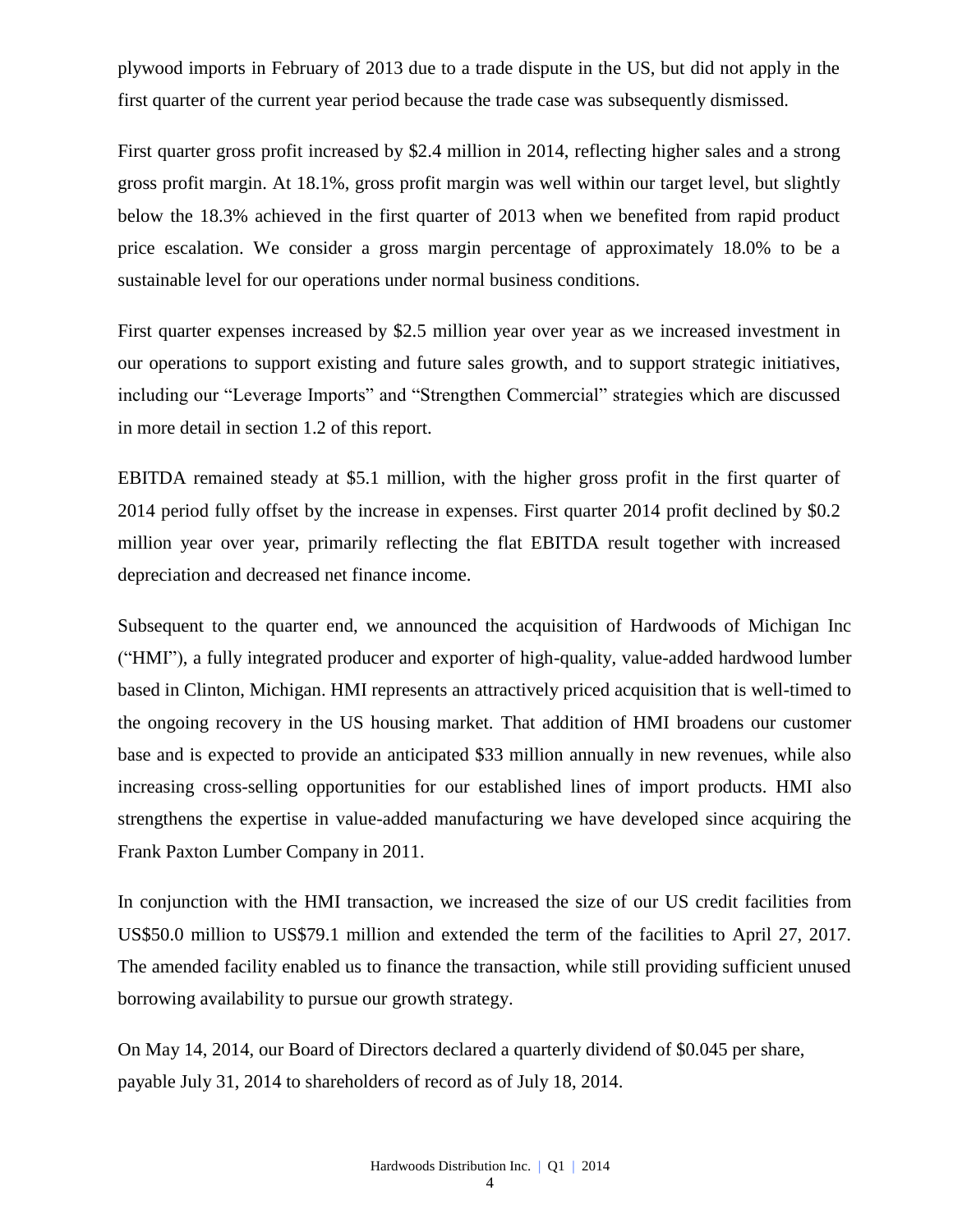plywood imports in February of 2013 due to a trade dispute in the US, but did not apply in the first quarter of the current year period because the trade case was subsequently dismissed.

First quarter gross profit increased by $2.4 million in 2014, reflecting higher sales and a strong gross profit margin. At 18.1%, gross profit margin was well within our target level, but slightly below the 18.3% achieved in the first quarter of 2013 when we benefited from rapid product price escalation. We consider a gross margin percentage of approximately 18.0% to be a sustainable level for our operations under normal business conditions.

First quarter expenses increased by $2.5 million year over year as we increased investment in our operations to support existing and future sales growth, and to support strategic initiatives, including our "Leverage Imports" and "Strengthen Commercial" strategies which are discussed in more detail in section 1.2 of this report.

EBITDA remained steady at $5.1 million, with the higher gross profit in the first quarter of 2014 period fully offset by the increase in expenses. First quarter 2014 profit declined by $0.2 million year over year, primarily reflecting the flat EBITDA result together with increased depreciation and decreased net finance income.

Subsequent to the quarter end, we announced the acquisition of Hardwoods of Michigan Inc ("HMI"), a fully integrated producer and exporter of high-quality, value-added hardwood lumber based in Clinton, Michigan. HMI represents an attractively priced acquisition that is well-timed to the ongoing recovery in the US housing market. That addition of HMI broadens our customer base and is expected to provide an anticipated $33 million annually in new revenues, while also increasing cross-selling opportunities for our established lines of import products. HMI also strengthens the expertise in value-added manufacturing we have developed since acquiring the Frank Paxton Lumber Company in 2011.

In conjunction with the HMI transaction, we increased the size of our US credit facilities from US$50.0 million to US$79.1 million and extended the term of the facilities to April 27, 2017. The amended facility enabled us to finance the transaction, while still providing sufficient unused borrowing availability to pursue our growth strategy.

On May 14, 2014, our Board of Directors declared a quarterly dividend of $0.045 per share, payable July 31, 2014 to shareholders of record as of July 18, 2014.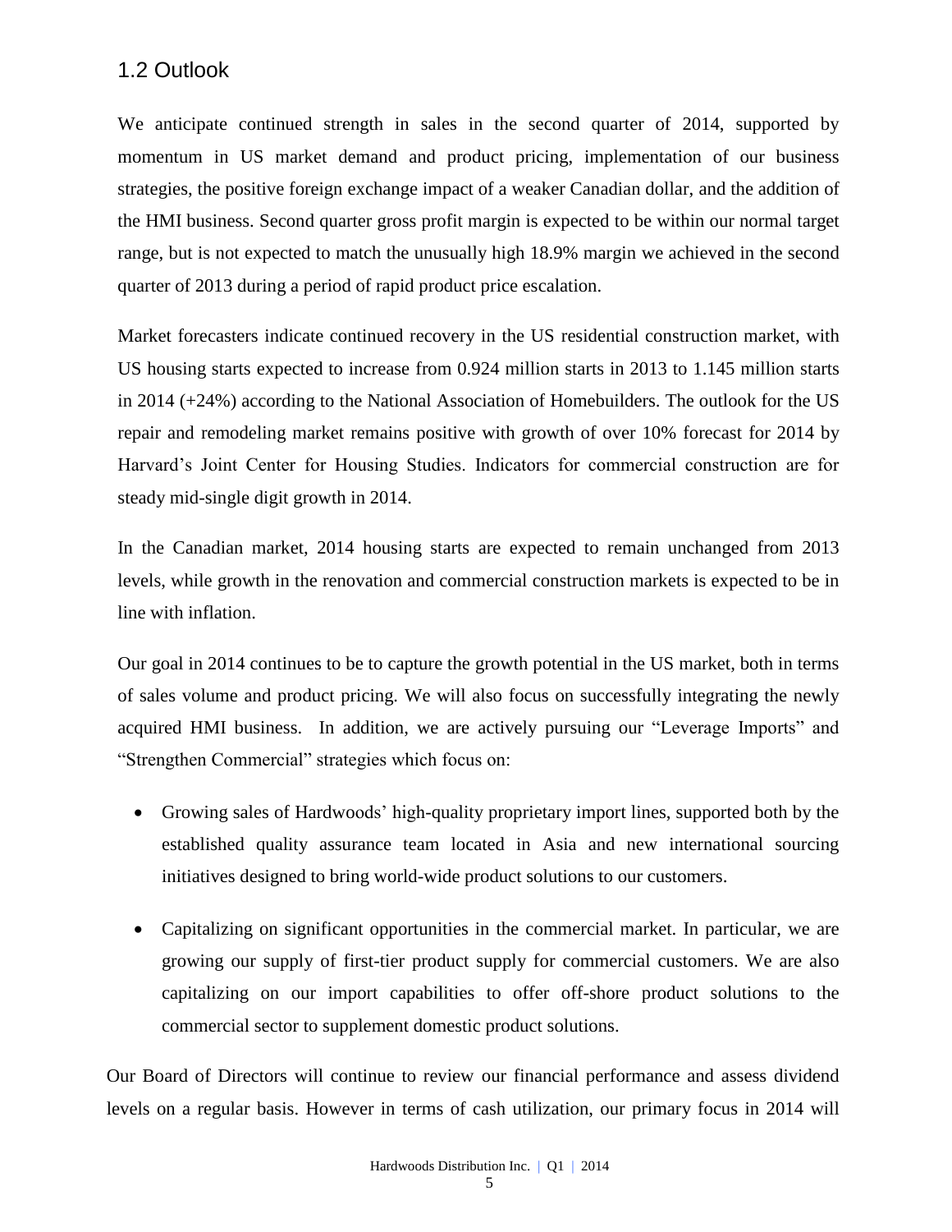## 1.2 Outlook

We anticipate continued strength in sales in the second quarter of 2014, supported by momentum in US market demand and product pricing, implementation of our business strategies, the positive foreign exchange impact of a weaker Canadian dollar, and the addition of the HMI business. Second quarter gross profit margin is expected to be within our normal target range, but is not expected to match the unusually high 18.9% margin we achieved in the second quarter of 2013 during a period of rapid product price escalation.

Market forecasters indicate continued recovery in the US residential construction market, with US housing starts expected to increase from 0.924 million starts in 2013 to 1.145 million starts in 2014 (+24%) according to the National Association of Homebuilders. The outlook for the US repair and remodeling market remains positive with growth of over 10% forecast for 2014 by Harvard's Joint Center for Housing Studies. Indicators for commercial construction are for steady mid-single digit growth in 2014.

In the Canadian market, 2014 housing starts are expected to remain unchanged from 2013 levels, while growth in the renovation and commercial construction markets is expected to be in line with inflation.

Our goal in 2014 continues to be to capture the growth potential in the US market, both in terms of sales volume and product pricing. We will also focus on successfully integrating the newly acquired HMI business. In addition, we are actively pursuing our "Leverage Imports" and "Strengthen Commercial" strategies which focus on:

- Growing sales of Hardwoods' high-quality proprietary import lines, supported both by the established quality assurance team located in Asia and new international sourcing initiatives designed to bring world-wide product solutions to our customers.
- Capitalizing on significant opportunities in the commercial market. In particular, we are growing our supply of first-tier product supply for commercial customers. We are also capitalizing on our import capabilities to offer off-shore product solutions to the commercial sector to supplement domestic product solutions.

Our Board of Directors will continue to review our financial performance and assess dividend levels on a regular basis. However in terms of cash utilization, our primary focus in 2014 will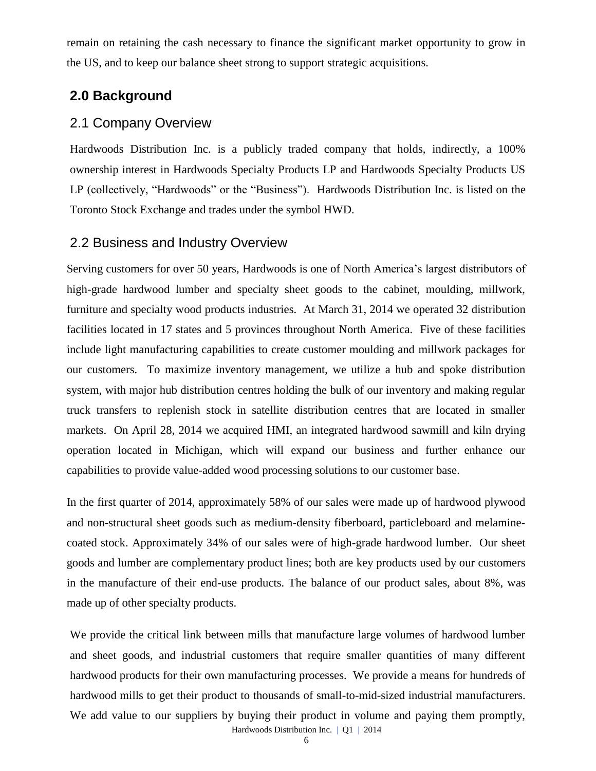remain on retaining the cash necessary to finance the significant market opportunity to grow in the US, and to keep our balance sheet strong to support strategic acquisitions.

## 2.0 Background

### 2.1 Company Overview

Hardwoods Distribution Inc. is a publicly traded company that holds, indirectly, a 100% ownership interest in Hardwoods Specialty Products LP and Hardwoods Specialty Products US LP (collectively, "Hardwoods" or the "Business"). Hardwoods Distribution Inc. is listed on the Toronto Stock Exchange and trades under the symbol HWD.

### 2.2 Business and Industry Overview

Serving customers for over 50 years, Hardwoods is one of North America's largest distributors of high-grade hardwood lumber and specialty sheet goods to the cabinet, moulding, millwork, furniture and specialty wood products industries. At March 31, 2014 we operated 32 distribution facilities located in 17 states and 5 provinces throughout North America. Five of these facilities include light manufacturing capabilities to create customer moulding and millwork packages for our customers. To maximize inventory management, we utilize a hub and spoke distribution system, with major hub distribution centres holding the bulk of our inventory and making regular truck transfers to replenish stock in satellite distribution centres that are located in smaller markets. On April 28, 2014 we acquired HMI, an integrated hardwood sawmill and kiln drying operation located in Michigan, which will expand our business and further enhance our capabilities to provide value-added wood processing solutions to our customer base.

In the first quarter of 2014, approximately 58% of our sales were made up of hardwood plywood and non-structural sheet goods such as medium-density fiberboard, particleboard and melamine-coated stock. Approximately 34% of our sales were of high-grade hardwood lumber. Our sheet goods and lumber are complementary product lines; both are key products used by our customers in the manufacture of their end-use products. The balance of our product sales, about 8%, was made up of other specialty products.

We provide the critical link between mills that manufacture large volumes of hardwood lumber and sheet goods, and industrial customers that require smaller quantities of many different hardwood products for their own manufacturing processes. We provide a means for hundreds of hardwood mills to get their product to thousands of small-to-mid-sized industrial manufacturers. We add value to our suppliers by buying their product in volume and paying them promptly,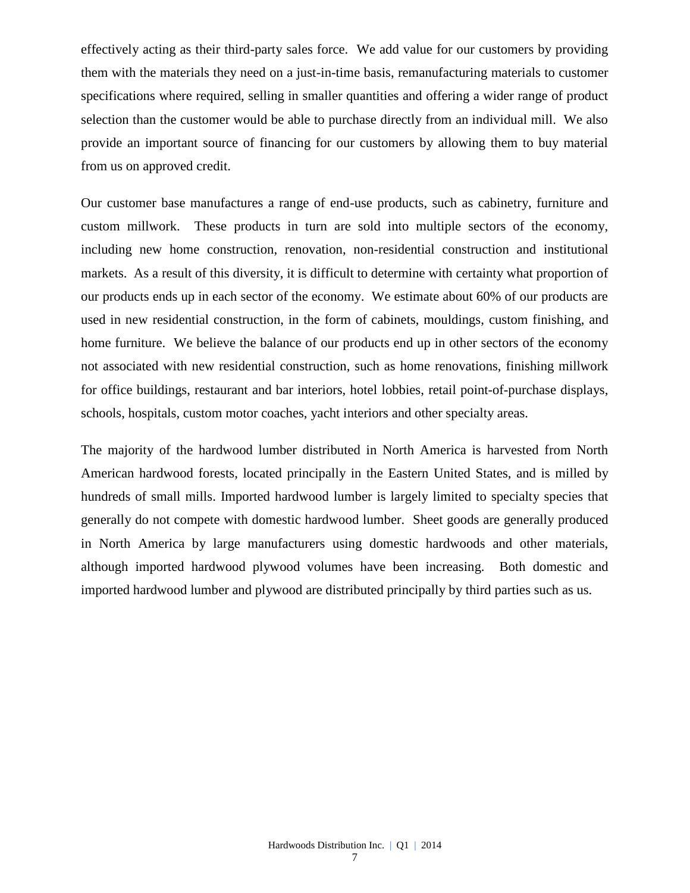effectively acting as their third-party sales force. We add value for our customers by providing them with the materials they need on a just-in-time basis, remanufacturing materials to customer specifications where required, selling in smaller quantities and offering a wider range of product selection than the customer would be able to purchase directly from an individual mill. We also provide an important source of financing for our customers by allowing them to buy material from us on approved credit.

Our customer base manufactures a range of end-use products, such as cabinetry, furniture and custom millwork. These products in turn are sold into multiple sectors of the economy, including new home construction, renovation, non-residential construction and institutional markets. As a result of this diversity, it is difficult to determine with certainty what proportion of our products ends up in each sector of the economy. We estimate about 60% of our products are used in new residential construction, in the form of cabinets, mouldings, custom finishing, and home furniture. We believe the balance of our products end up in other sectors of the economy not associated with new residential construction, such as home renovations, finishing millwork for office buildings, restaurant and bar interiors, hotel lobbies, retail point-of-purchase displays, schools, hospitals, custom motor coaches, yacht interiors and other specialty areas.

The majority of the hardwood lumber distributed in North America is harvested from North American hardwood forests, located principally in the Eastern United States, and is milled by hundreds of small mills. Imported hardwood lumber is largely limited to specialty species that generally do not compete with domestic hardwood lumber. Sheet goods are generally produced in North America by large manufacturers using domestic hardwoods and other materials, although imported hardwood plywood volumes have been increasing. Both domestic and imported hardwood lumber and plywood are distributed principally by third parties such as us.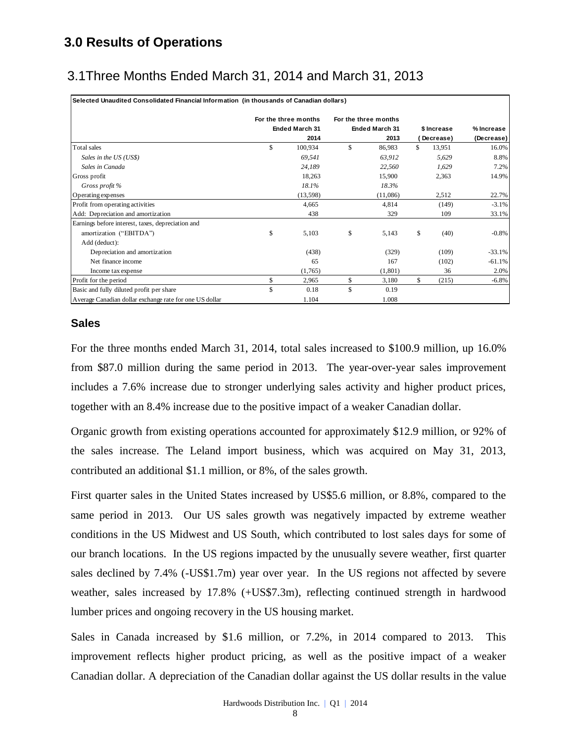## 3.0 Results of Operations

### 3.1Three Months Ended March 31, 2014 and March 31, 2013

| Selected Unaudited Consolidated Financial Information (in thousands of Canadian dollars) | For the three months Ended March 31 2014 | For the three months Ended March 31 2013 | $ Increase (Decrease) | % Increase (Decrease) |
|---|---|---|---|---|
| Total sales | $ 100,934 | $ 86,983 | $ 13,951 | 16.0% |
| *Sales in the US (US$)* | *69,541* | *63,912* | *5,629* | 8.8% |
| *Sales in Canada* | *24,189* | *22,560* | *1,629* | 7.2% |
| Gross profit | 18,263 | 15,900 | 2,363 | 14.9% |
| *Gross profit %* | *18.1%* | *18.3%* | | |
| Operating expenses | (13,598) | (11,086) | 2,512 | 22.7% |
| Profit from operating activities | 4,665 | 4,814 | (149) | -3.1% |
| Add: Depreciation and amortization | 438 | 329 | 109 | 33.1% |
| Earnings before interest, taxes, depreciation and amortization ("EBITDA") | $ 5,103 | $ 5,143 | $ (40) | -0.8% |
| Add (deduct): | | | | |
| Depreciation and amortization | (438) | (329) | (109) | -33.1% |
| Net finance income | 65 | 167 | (102) | -61.1% |
| Income tax expense | (1,765) | (1,801) | 36 | 2.0% |
| Profit for the period | $ 2,965 | $ 3,180 | $ (215) | -6.8% |
| Basic and fully diluted profit per share | $ 0.18 | $ 0.19 | | |
| Average Canadian dollar exchange rate for one US dollar | 1.104 | 1.008 | | |

#### Sales

For the three months ended March 31, 2014, total sales increased to $100.9 million, up 16.0% from $87.0 million during the same period in 2013. The year-over-year sales improvement includes a 7.6% increase due to stronger underlying sales activity and higher product prices, together with an 8.4% increase due to the positive impact of a weaker Canadian dollar.

Organic growth from existing operations accounted for approximately $12.9 million, or 92% of the sales increase. The Leland import business, which was acquired on May 31, 2013, contributed an additional $1.1 million, or 8%, of the sales growth.

First quarter sales in the United States increased by US$5.6 million, or 8.8%, compared to the same period in 2013. Our US sales growth was negatively impacted by extreme weather conditions in the US Midwest and US South, which contributed to lost sales days for some of our branch locations. In the US regions impacted by the unusually severe weather, first quarter sales declined by 7.4% (-US$1.7m) year over year. In the US regions not affected by severe weather, sales increased by 17.8% (+US$7.3m), reflecting continued strength in hardwood lumber prices and ongoing recovery in the US housing market.

Sales in Canada increased by $1.6 million, or 7.2%, in 2014 compared to 2013. This improvement reflects higher product pricing, as well as the positive impact of a weaker Canadian dollar. A depreciation of the Canadian dollar against the US dollar results in the value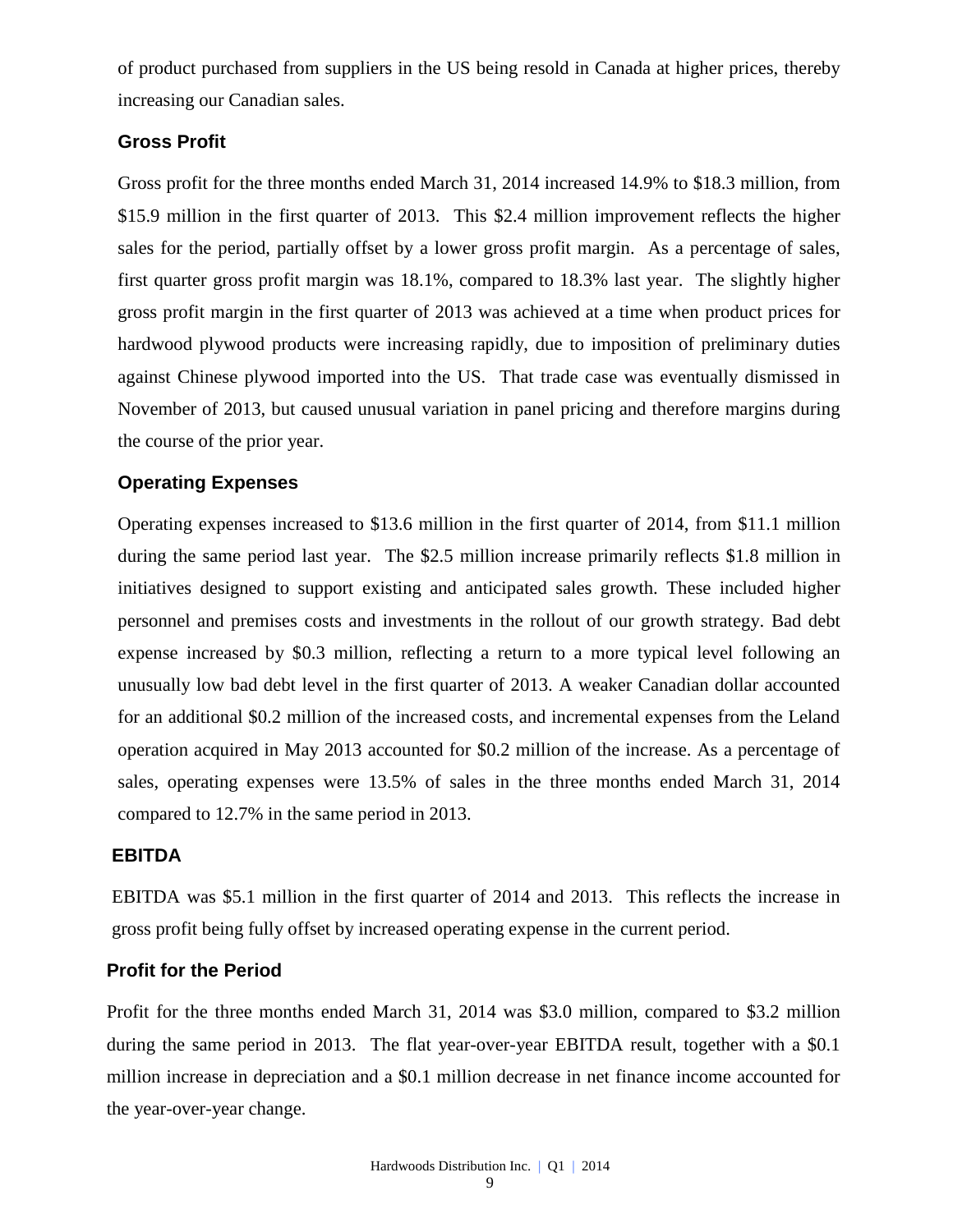of product purchased from suppliers in the US being resold in Canada at higher prices, thereby increasing our Canadian sales.

### Gross Profit

Gross profit for the three months ended March 31, 2014 increased 14.9% to $18.3 million, from $15.9 million in the first quarter of 2013. This $2.4 million improvement reflects the higher sales for the period, partially offset by a lower gross profit margin. As a percentage of sales, first quarter gross profit margin was 18.1%, compared to 18.3% last year. The slightly higher gross profit margin in the first quarter of 2013 was achieved at a time when product prices for hardwood plywood products were increasing rapidly, due to imposition of preliminary duties against Chinese plywood imported into the US. That trade case was eventually dismissed in November of 2013, but caused unusual variation in panel pricing and therefore margins during the course of the prior year.

### Operating Expenses

Operating expenses increased to $13.6 million in the first quarter of 2014, from $11.1 million during the same period last year. The $2.5 million increase primarily reflects $1.8 million in initiatives designed to support existing and anticipated sales growth. These included higher personnel and premises costs and investments in the rollout of our growth strategy. Bad debt expense increased by $0.3 million, reflecting a return to a more typical level following an unusually low bad debt level in the first quarter of 2013. A weaker Canadian dollar accounted for an additional $0.2 million of the increased costs, and incremental expenses from the Leland operation acquired in May 2013 accounted for $0.2 million of the increase. As a percentage of sales, operating expenses were 13.5% of sales in the three months ended March 31, 2014 compared to 12.7% in the same period in 2013.

### EBITDA

EBITDA was $5.1 million in the first quarter of 2014 and 2013. This reflects the increase in gross profit being fully offset by increased operating expense in the current period.

### Profit for the Period

Profit for the three months ended March 31, 2014 was $3.0 million, compared to $3.2 million during the same period in 2013. The flat year-over-year EBITDA result, together with a $0.1 million increase in depreciation and a $0.1 million decrease in net finance income accounted for the year-over-year change.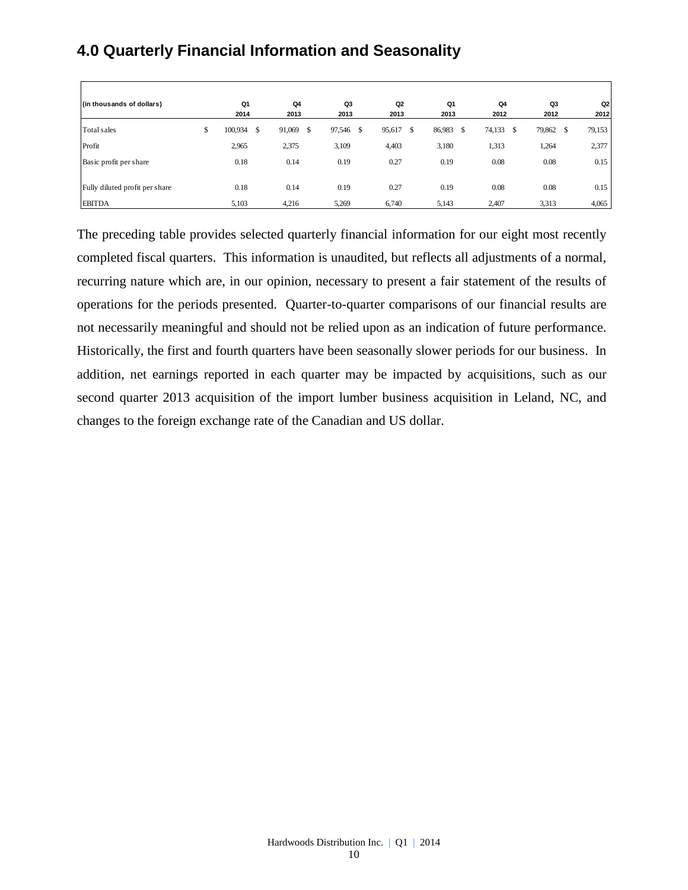## 4.0 Quarterly Financial Information and Seasonality

| (in thousands of dollars) | Q1 2014 | Q4 2013 | Q3 2013 | Q2 2013 | Q1 2013 | Q4 2012 | Q3 2012 | Q2 2012 |
|---|---|---|---|---|---|---|---|---|
| Total sales | $ 100,934 | $ 91,069 | $ 97,546 | $ 95,617 | $ 86,983 | $ 74,133 | $ 79,862 | $ 79,153 |
| Profit | 2,965 | 2,375 | 3,109 | 4,403 | 3,180 | 1,313 | 1,264 | 2,377 |
| Basic profit per share | 0.18 | 0.14 | 0.19 | 0.27 | 0.19 | 0.08 | 0.08 | 0.15 |
| Fully diluted profit per share | 0.18 | 0.14 | 0.19 | 0.27 | 0.19 | 0.08 | 0.08 | 0.15 |
| EBITDA | 5,103 | 4,216 | 5,269 | 6,740 | 5,143 | 2,407 | 3,313 | 4,065 |

The preceding table provides selected quarterly financial information for our eight most recently completed fiscal quarters. This information is unaudited, but reflects all adjustments of a normal, recurring nature which are, in our opinion, necessary to present a fair statement of the results of operations for the periods presented. Quarter-to-quarter comparisons of our financial results are not necessarily meaningful and should not be relied upon as an indication of future performance. Historically, the first and fourth quarters have been seasonally slower periods for our business. In addition, net earnings reported in each quarter may be impacted by acquisitions, such as our second quarter 2013 acquisition of the import lumber business acquisition in Leland, NC, and changes to the foreign exchange rate of the Canadian and US dollar.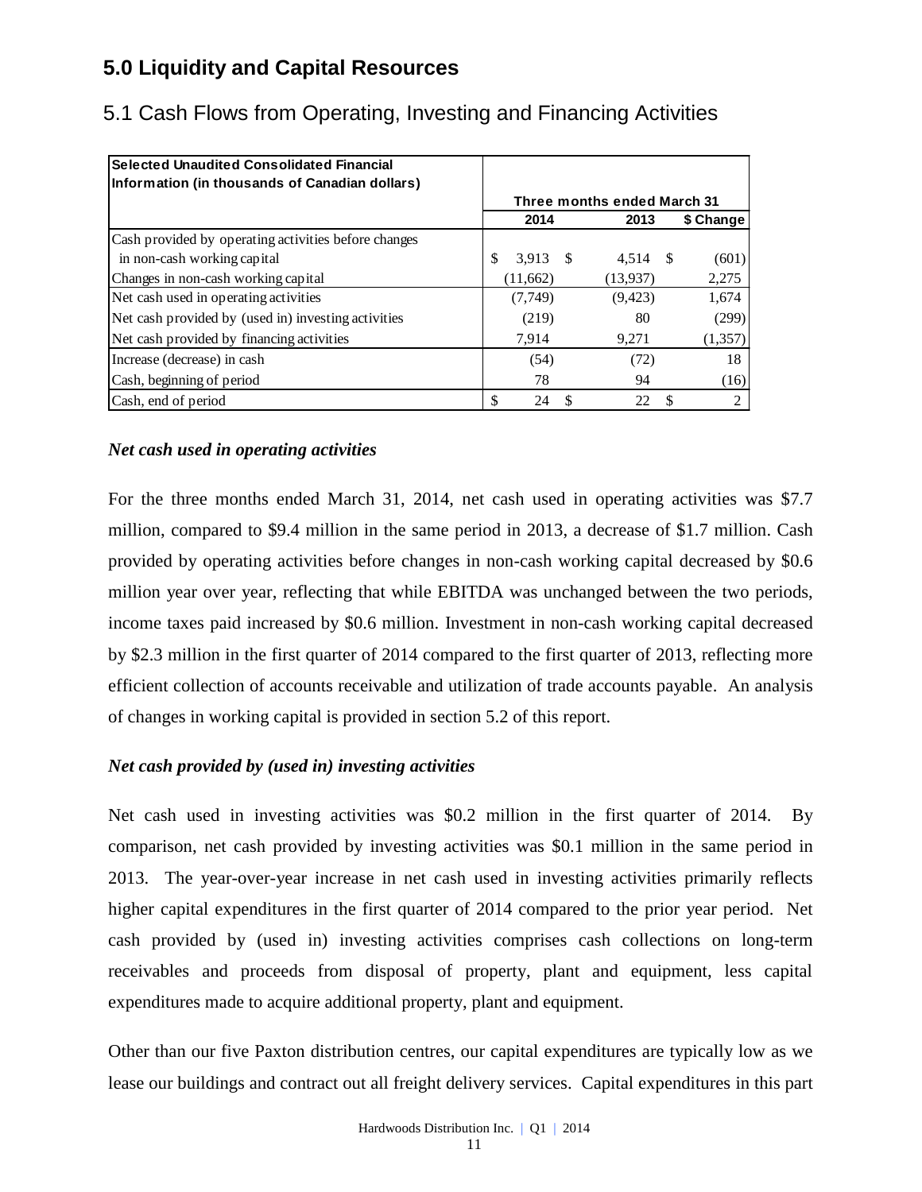## 5.0 Liquidity and Capital Resources

### 5.1 Cash Flows from Operating, Investing and Financing Activities

| Selected Unaudited Consolidated Financial Information (in thousands of Canadian dollars) | Three months ended March 31 | | |
|---|---|---|---|
| | 2014 | 2013 | $ Change |
| Cash provided by operating activities before changes in non-cash working capital | $ 3,913 | $ 4,514 | $ (601) |
| Changes in non-cash working capital | (11,662) | (13,937) | 2,275 |
| Net cash used in operating activities | (7,749) | (9,423) | 1,674 |
| Net cash provided by (used in) investing activities | (219) | 80 | (299) |
| Net cash provided by financing activities | 7,914 | 9,271 | (1,357) |
| Increase (decrease) in cash | (54) | (72) | 18 |
| Cash, beginning of period | 78 | 94 | (16) |
| Cash, end of period | $ 24 | $ 22 | $ 2 |

***Net cash used in operating activities***

For the three months ended March 31, 2014, net cash used in operating activities was $7.7 million, compared to $9.4 million in the same period in 2013, a decrease of $1.7 million. Cash provided by operating activities before changes in non-cash working capital decreased by $0.6 million year over year, reflecting that while EBITDA was unchanged between the two periods, income taxes paid increased by $0.6 million. Investment in non-cash working capital decreased by $2.3 million in the first quarter of 2014 compared to the first quarter of 2013, reflecting more efficient collection of accounts receivable and utilization of trade accounts payable. An analysis of changes in working capital is provided in section 5.2 of this report.

***Net cash provided by (used in) investing activities***

Net cash used in investing activities was $0.2 million in the first quarter of 2014. By comparison, net cash provided by investing activities was $0.1 million in the same period in 2013. The year-over-year increase in net cash used in investing activities primarily reflects higher capital expenditures in the first quarter of 2014 compared to the prior year period. Net cash provided by (used in) investing activities comprises cash collections on long-term receivables and proceeds from disposal of property, plant and equipment, less capital expenditures made to acquire additional property, plant and equipment.

Other than our five Paxton distribution centres, our capital expenditures are typically low as we lease our buildings and contract out all freight delivery services. Capital expenditures in this part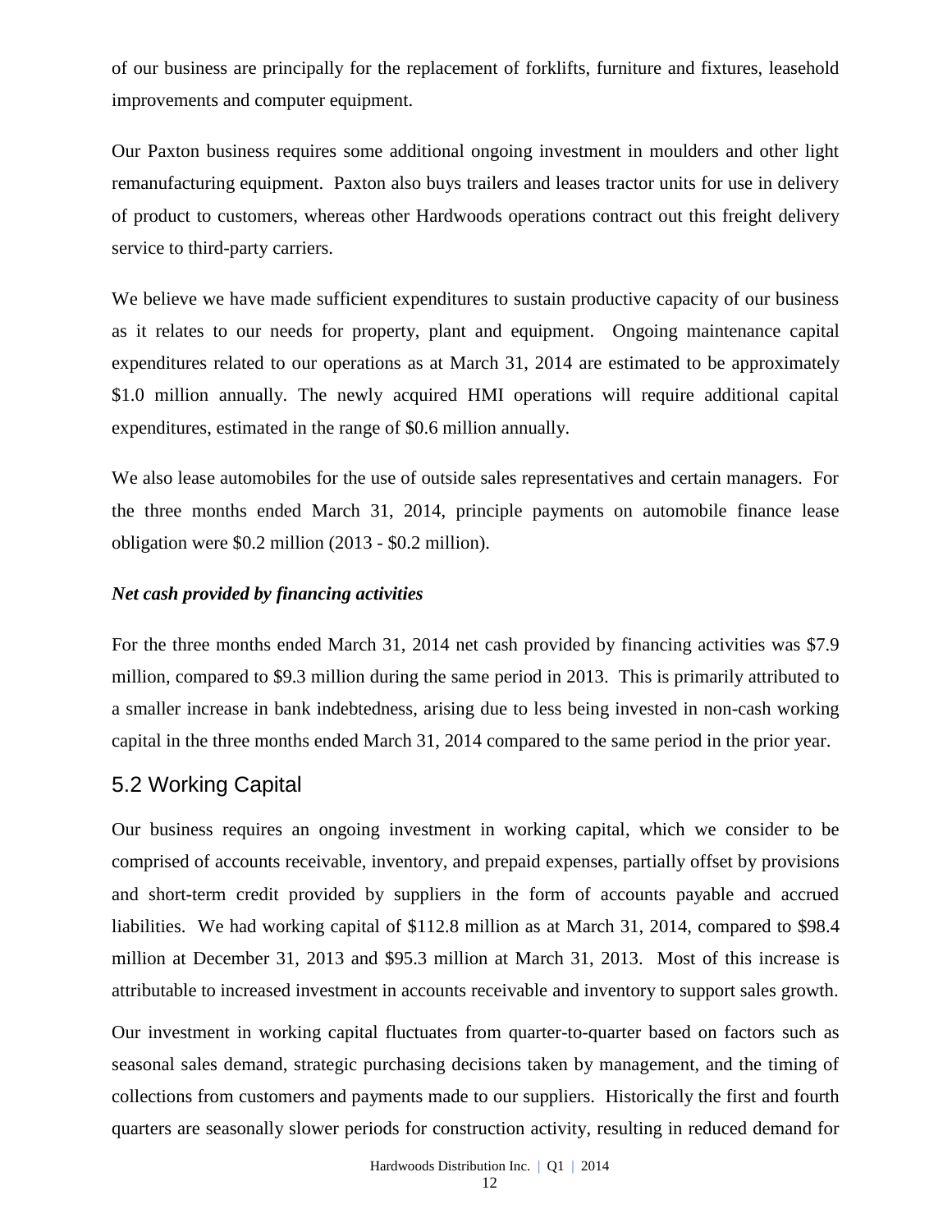of our business are principally for the replacement of forklifts, furniture and fixtures, leasehold improvements and computer equipment.

Our Paxton business requires some additional ongoing investment in moulders and other light remanufacturing equipment. Paxton also buys trailers and leases tractor units for use in delivery of product to customers, whereas other Hardwoods operations contract out this freight delivery service to third-party carriers.

We believe we have made sufficient expenditures to sustain productive capacity of our business as it relates to our needs for property, plant and equipment. Ongoing maintenance capital expenditures related to our operations as at March 31, 2014 are estimated to be approximately $1.0 million annually. The newly acquired HMI operations will require additional capital expenditures, estimated in the range of $0.6 million annually.

We also lease automobiles for the use of outside sales representatives and certain managers. For the three months ended March 31, 2014, principle payments on automobile finance lease obligation were $0.2 million (2013 - $0.2 million).

***Net cash provided by financing activities***

For the three months ended March 31, 2014 net cash provided by financing activities was $7.9 million, compared to $9.3 million during the same period in 2013. This is primarily attributed to a smaller increase in bank indebtedness, arising due to less being invested in non-cash working capital in the three months ended March 31, 2014 compared to the same period in the prior year.

## 5.2 Working Capital

Our business requires an ongoing investment in working capital, which we consider to be comprised of accounts receivable, inventory, and prepaid expenses, partially offset by provisions and short-term credit provided by suppliers in the form of accounts payable and accrued liabilities. We had working capital of $112.8 million as at March 31, 2014, compared to $98.4 million at December 31, 2013 and $95.3 million at March 31, 2013. Most of this increase is attributable to increased investment in accounts receivable and inventory to support sales growth.

Our investment in working capital fluctuates from quarter-to-quarter based on factors such as seasonal sales demand, strategic purchasing decisions taken by management, and the timing of collections from customers and payments made to our suppliers. Historically the first and fourth quarters are seasonally slower periods for construction activity, resulting in reduced demand for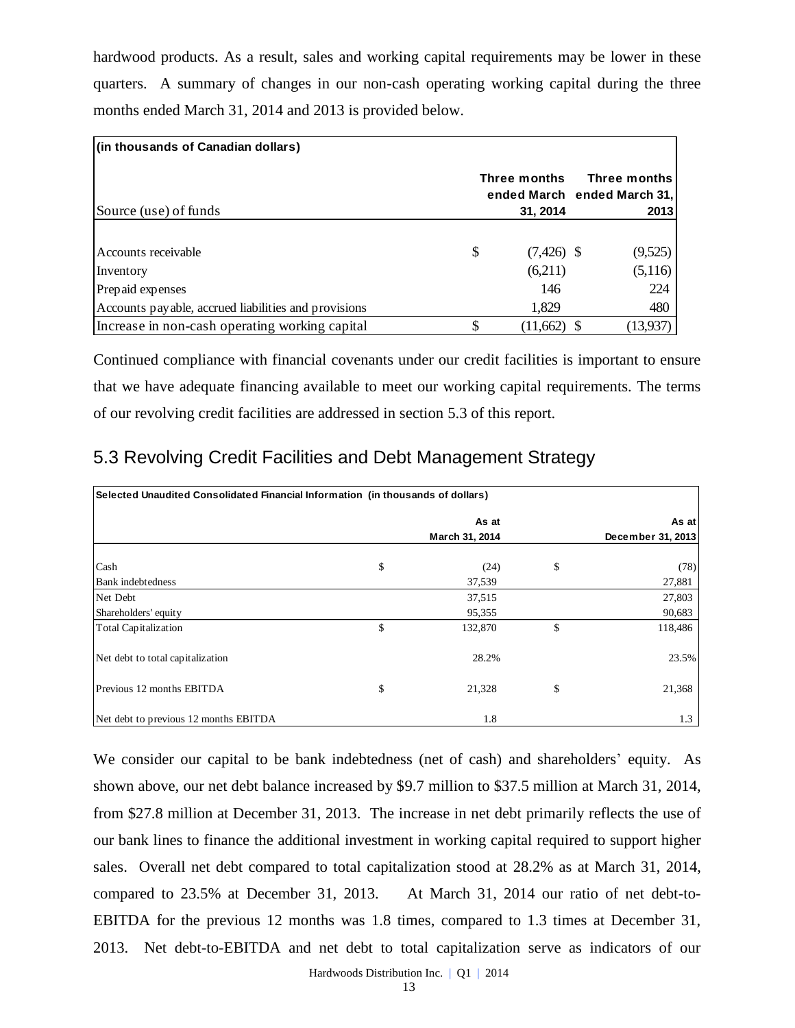hardwood products. As a result, sales and working capital requirements may be lower in these quarters. A summary of changes in our non-cash operating working capital during the three months ended March 31, 2014 and 2013 is provided below.

| (in thousands of Canadian dollars) | | | | |
|---|---|---|---|---|
| Source (use) of funds | | Three months ended March 31, 2014 | | Three months ended March 31, 2013 |
| Accounts receivable | $ | (7,426) | $ | (9,525) |
| Inventory | | (6,211) | | (5,116) |
| Prepaid expenses | | 146 | | 224 |
| Accounts payable, accrued liabilities and provisions | | 1,829 | | 480 |
| Increase in non-cash operating working capital | $ | (11,662) | $ | (13,937) |

Continued compliance with financial covenants under our credit facilities is important to ensure that we have adequate financing available to meet our working capital requirements. The terms of our revolving credit facilities are addressed in section 5.3 of this report.

## 5.3 Revolving Credit Facilities and Debt Management Strategy

| Selected Unaudited Consolidated Financial Information (in thousands of dollars) | | | | |
|---|---|---|---|---|
| | | As at March 31, 2014 | | As at December 31, 2013 |
| Cash | $ | (24) | $ | (78) |
| Bank indebtedness | | 37,539 | | 27,881 |
| Net Debt | | 37,515 | | 27,803 |
| Shareholders' equity | | 95,355 | | 90,683 |
| Total Capitalization | $ | 132,870 | $ | 118,486 |
| Net debt to total capitalization | | 28.2% | | 23.5% |
| Previous 12 months EBITDA | $ | 21,328 | $ | 21,368 |
| Net debt to previous 12 months EBITDA | | 1.8 | | 1.3 |

We consider our capital to be bank indebtedness (net of cash) and shareholders' equity. As shown above, our net debt balance increased by $9.7 million to $37.5 million at March 31, 2014, from $27.8 million at December 31, 2013. The increase in net debt primarily reflects the use of our bank lines to finance the additional investment in working capital required to support higher sales. Overall net debt compared to total capitalization stood at 28.2% as at March 31, 2014, compared to 23.5% at December 31, 2013. At March 31, 2014 our ratio of net debt-to-EBITDA for the previous 12 months was 1.8 times, compared to 1.3 times at December 31, 2013. Net debt-to-EBITDA and net debt to total capitalization serve as indicators of our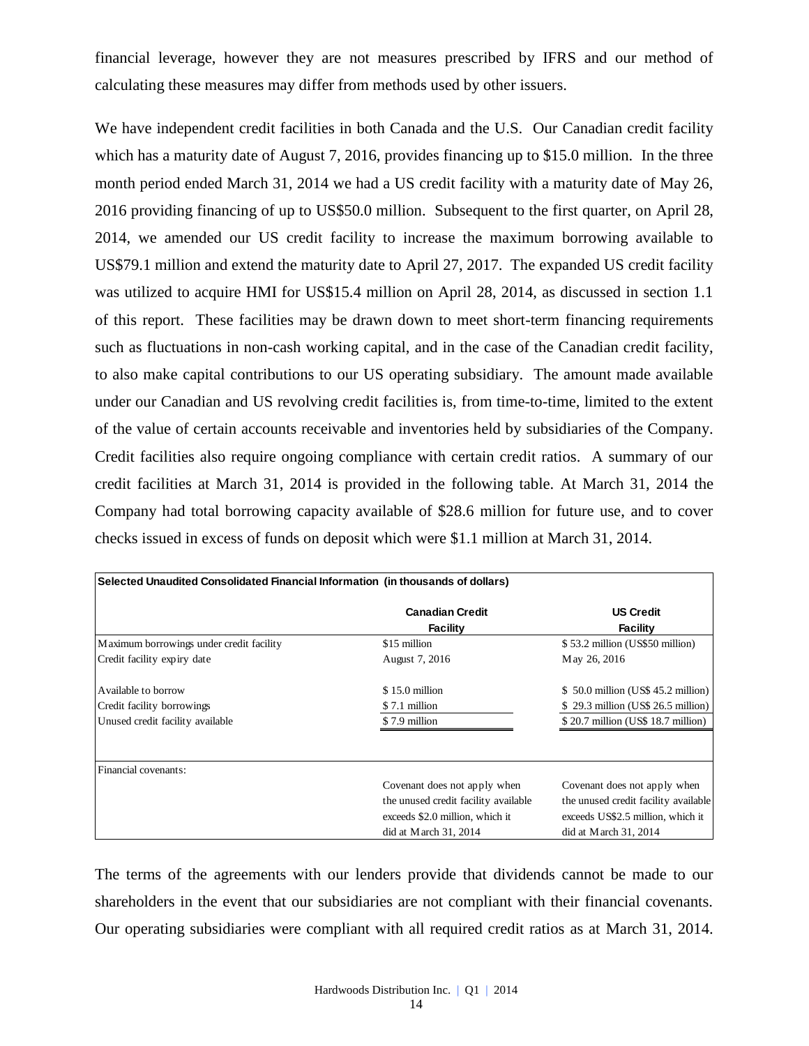financial leverage, however they are not measures prescribed by IFRS and our method of calculating these measures may differ from methods used by other issuers.

We have independent credit facilities in both Canada and the U.S. Our Canadian credit facility which has a maturity date of August 7, 2016, provides financing up to $15.0 million. In the three month period ended March 31, 2014 we had a US credit facility with a maturity date of May 26, 2016 providing financing of up to US$50.0 million. Subsequent to the first quarter, on April 28, 2014, we amended our US credit facility to increase the maximum borrowing available to US$79.1 million and extend the maturity date to April 27, 2017. The expanded US credit facility was utilized to acquire HMI for US$15.4 million on April 28, 2014, as discussed in section 1.1 of this report. These facilities may be drawn down to meet short-term financing requirements such as fluctuations in non-cash working capital, and in the case of the Canadian credit facility, to also make capital contributions to our US operating subsidiary. The amount made available under our Canadian and US revolving credit facilities is, from time-to-time, limited to the extent of the value of certain accounts receivable and inventories held by subsidiaries of the Company. Credit facilities also require ongoing compliance with certain credit ratios. A summary of our credit facilities at March 31, 2014 is provided in the following table. At March 31, 2014 the Company had total borrowing capacity available of $28.6 million for future use, and to cover checks issued in excess of funds on deposit which were $1.1 million at March 31, 2014.

**Selected Unaudited Consolidated Financial Information (in thousands of dollars)**

| | Canadian Credit Facility | US Credit Facility |
|---|---|---|
| Maximum borrowings under credit facility | $15 million | $ 53.2 million (US$50 million) |
| Credit facility expiry date | August 7, 2016 | May 26, 2016 |
| Available to borrow | $ 15.0 million | $ 50.0 million (US$ 45.2 million) |
| Credit facility borrowings | $ 7.1 million | $ 29.3 million (US$ 26.5 million) |
| Unused credit facility available | $ 7.9 million | $ 20.7 million (US$ 18.7 million) |
| Financial covenants: | | |
| | Covenant does not apply when the unused credit facility available exceeds $2.0 million, which it did at March 31, 2014 | Covenant does not apply when the unused credit facility available exceeds US$2.5 million, which it did at March 31, 2014 |

The terms of the agreements with our lenders provide that dividends cannot be made to our shareholders in the event that our subsidiaries are not compliant with their financial covenants. Our operating subsidiaries were compliant with all required credit ratios as at March 31, 2014.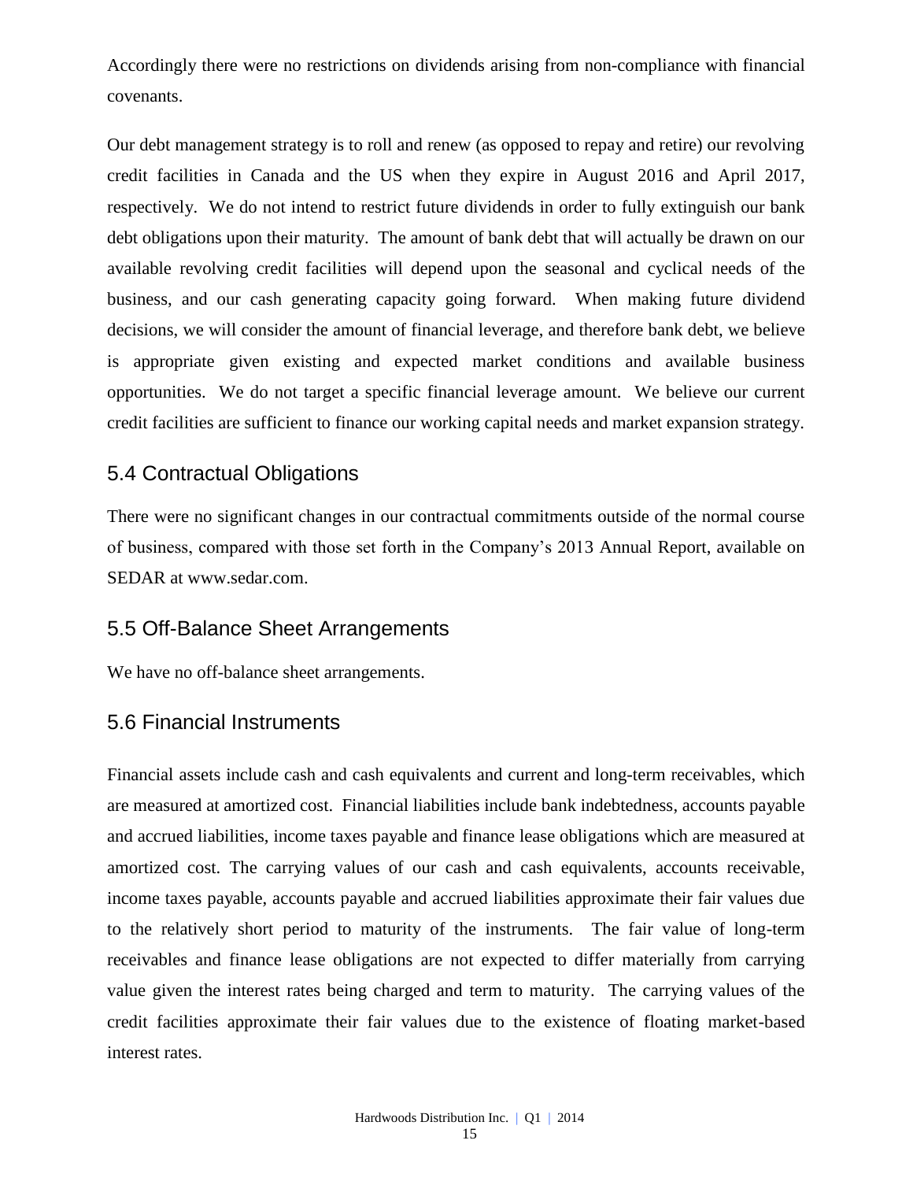Accordingly there were no restrictions on dividends arising from non-compliance with financial covenants.

Our debt management strategy is to roll and renew (as opposed to repay and retire) our revolving credit facilities in Canada and the US when they expire in August 2016 and April 2017, respectively. We do not intend to restrict future dividends in order to fully extinguish our bank debt obligations upon their maturity. The amount of bank debt that will actually be drawn on our available revolving credit facilities will depend upon the seasonal and cyclical needs of the business, and our cash generating capacity going forward. When making future dividend decisions, we will consider the amount of financial leverage, and therefore bank debt, we believe is appropriate given existing and expected market conditions and available business opportunities. We do not target a specific financial leverage amount. We believe our current credit facilities are sufficient to finance our working capital needs and market expansion strategy.

## 5.4 Contractual Obligations

There were no significant changes in our contractual commitments outside of the normal course of business, compared with those set forth in the Company's 2013 Annual Report, available on SEDAR at www.sedar.com.

## 5.5 Off-Balance Sheet Arrangements

We have no off-balance sheet arrangements.

## 5.6 Financial Instruments

Financial assets include cash and cash equivalents and current and long-term receivables, which are measured at amortized cost. Financial liabilities include bank indebtedness, accounts payable and accrued liabilities, income taxes payable and finance lease obligations which are measured at amortized cost. The carrying values of our cash and cash equivalents, accounts receivable, income taxes payable, accounts payable and accrued liabilities approximate their fair values due to the relatively short period to maturity of the instruments. The fair value of long-term receivables and finance lease obligations are not expected to differ materially from carrying value given the interest rates being charged and term to maturity. The carrying values of the credit facilities approximate their fair values due to the existence of floating market-based interest rates.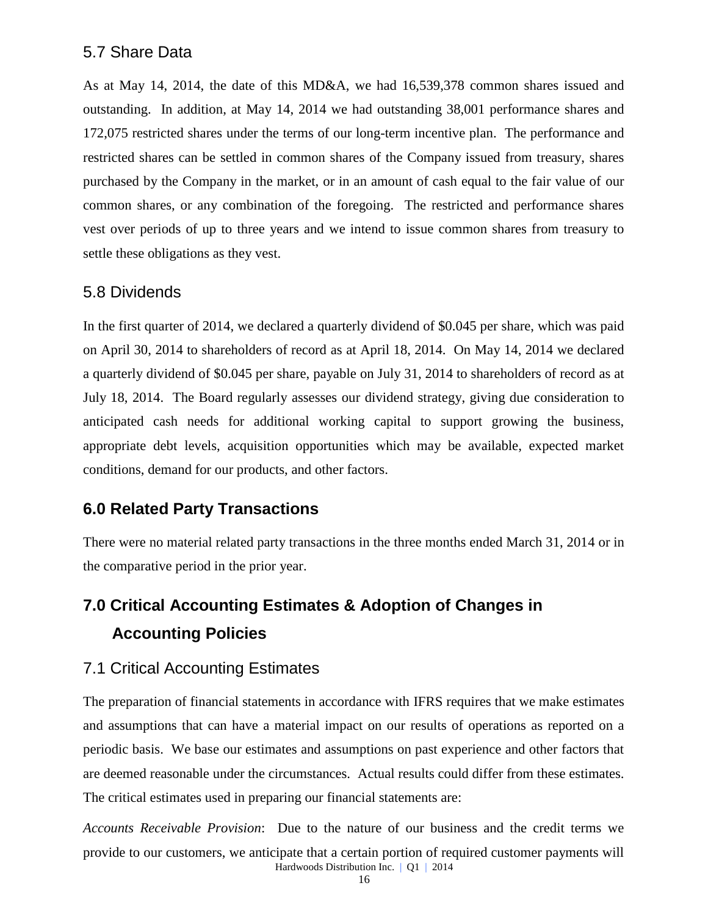### 5.7 Share Data

As at May 14, 2014, the date of this MD&A, we had 16,539,378 common shares issued and outstanding. In addition, at May 14, 2014 we had outstanding 38,001 performance shares and 172,075 restricted shares under the terms of our long-term incentive plan. The performance and restricted shares can be settled in common shares of the Company issued from treasury, shares purchased by the Company in the market, or in an amount of cash equal to the fair value of our common shares, or any combination of the foregoing. The restricted and performance shares vest over periods of up to three years and we intend to issue common shares from treasury to settle these obligations as they vest.

### 5.8 Dividends

In the first quarter of 2014, we declared a quarterly dividend of $0.045 per share, which was paid on April 30, 2014 to shareholders of record as at April 18, 2014. On May 14, 2014 we declared a quarterly dividend of $0.045 per share, payable on July 31, 2014 to shareholders of record as at July 18, 2014. The Board regularly assesses our dividend strategy, giving due consideration to anticipated cash needs for additional working capital to support growing the business, appropriate debt levels, acquisition opportunities which may be available, expected market conditions, demand for our products, and other factors.

## 6.0 Related Party Transactions

There were no material related party transactions in the three months ended March 31, 2014 or in the comparative period in the prior year.

## 7.0 Critical Accounting Estimates & Adoption of Changes in Accounting Policies

### 7.1 Critical Accounting Estimates

The preparation of financial statements in accordance with IFRS requires that we make estimates and assumptions that can have a material impact on our results of operations as reported on a periodic basis. We base our estimates and assumptions on past experience and other factors that are deemed reasonable under the circumstances. Actual results could differ from these estimates. The critical estimates used in preparing our financial statements are:

*Accounts Receivable Provision*: Due to the nature of our business and the credit terms we provide to our customers, we anticipate that a certain portion of required customer payments will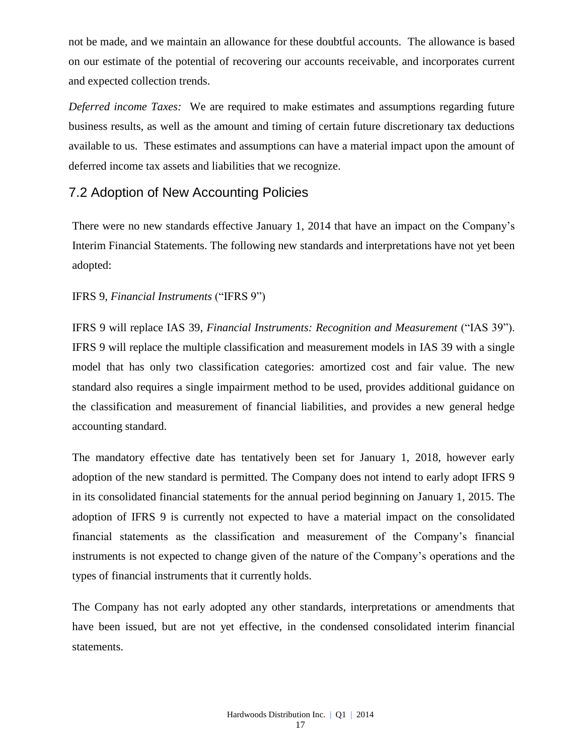not be made, and we maintain an allowance for these doubtful accounts. The allowance is based on our estimate of the potential of recovering our accounts receivable, and incorporates current and expected collection trends.

*Deferred income Taxes:* We are required to make estimates and assumptions regarding future business results, as well as the amount and timing of certain future discretionary tax deductions available to us. These estimates and assumptions can have a material impact upon the amount of deferred income tax assets and liabilities that we recognize.

## 7.2 Adoption of New Accounting Policies

There were no new standards effective January 1, 2014 that have an impact on the Company's Interim Financial Statements. The following new standards and interpretations have not yet been adopted:

IFRS 9, *Financial Instruments* ("IFRS 9")

IFRS 9 will replace IAS 39, *Financial Instruments: Recognition and Measurement* ("IAS 39"). IFRS 9 will replace the multiple classification and measurement models in IAS 39 with a single model that has only two classification categories: amortized cost and fair value. The new standard also requires a single impairment method to be used, provides additional guidance on the classification and measurement of financial liabilities, and provides a new general hedge accounting standard.

The mandatory effective date has tentatively been set for January 1, 2018, however early adoption of the new standard is permitted. The Company does not intend to early adopt IFRS 9 in its consolidated financial statements for the annual period beginning on January 1, 2015. The adoption of IFRS 9 is currently not expected to have a material impact on the consolidated financial statements as the classification and measurement of the Company's financial instruments is not expected to change given of the nature of the Company's operations and the types of financial instruments that it currently holds.

The Company has not early adopted any other standards, interpretations or amendments that have been issued, but are not yet effective, in the condensed consolidated interim financial statements.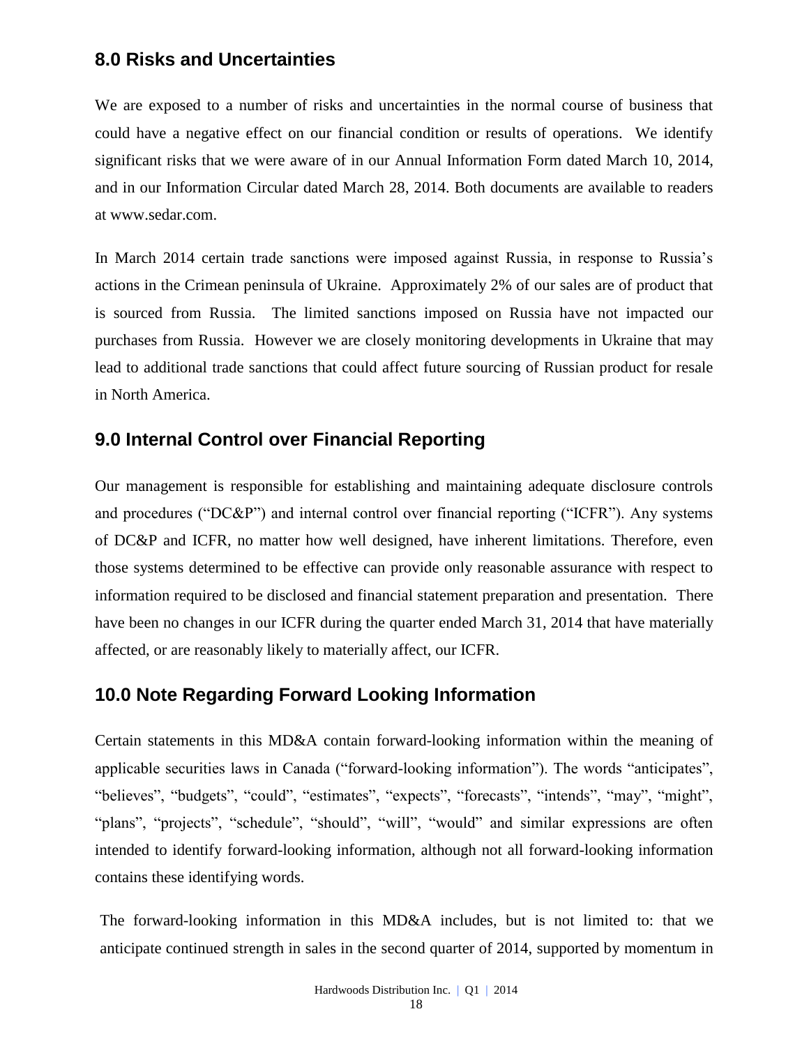## 8.0 Risks and Uncertainties

We are exposed to a number of risks and uncertainties in the normal course of business that could have a negative effect on our financial condition or results of operations. We identify significant risks that we were aware of in our Annual Information Form dated March 10, 2014, and in our Information Circular dated March 28, 2014. Both documents are available to readers at www.sedar.com.

In March 2014 certain trade sanctions were imposed against Russia, in response to Russia's actions in the Crimean peninsula of Ukraine. Approximately 2% of our sales are of product that is sourced from Russia. The limited sanctions imposed on Russia have not impacted our purchases from Russia. However we are closely monitoring developments in Ukraine that may lead to additional trade sanctions that could affect future sourcing of Russian product for resale in North America.

## 9.0 Internal Control over Financial Reporting

Our management is responsible for establishing and maintaining adequate disclosure controls and procedures ("DC&P") and internal control over financial reporting ("ICFR"). Any systems of DC&P and ICFR, no matter how well designed, have inherent limitations. Therefore, even those systems determined to be effective can provide only reasonable assurance with respect to information required to be disclosed and financial statement preparation and presentation. There have been no changes in our ICFR during the quarter ended March 31, 2014 that have materially affected, or are reasonably likely to materially affect, our ICFR.

## 10.0 Note Regarding Forward Looking Information

Certain statements in this MD&A contain forward-looking information within the meaning of applicable securities laws in Canada ("forward-looking information"). The words "anticipates", "believes", "budgets", "could", "estimates", "expects", "forecasts", "intends", "may", "might", "plans", "projects", "schedule", "should", "will", "would" and similar expressions are often intended to identify forward-looking information, although not all forward-looking information contains these identifying words.

The forward-looking information in this MD&A includes, but is not limited to: that we anticipate continued strength in sales in the second quarter of 2014, supported by momentum in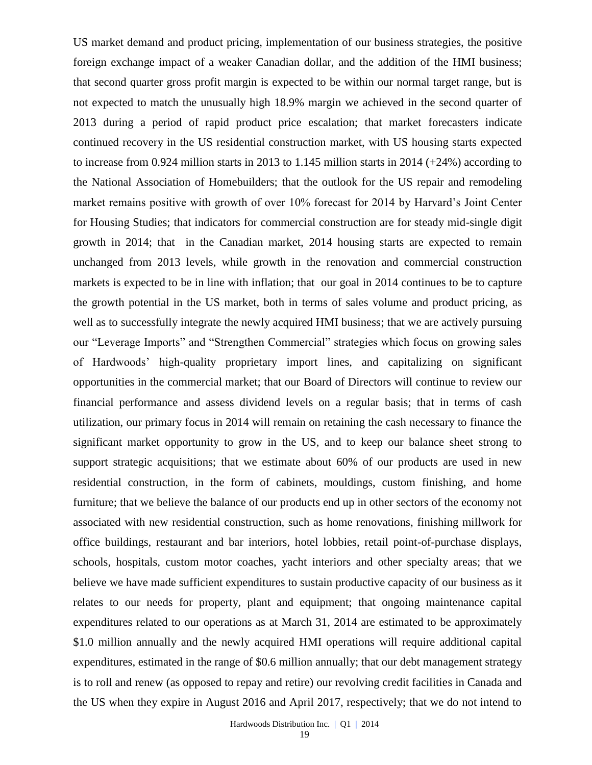US market demand and product pricing, implementation of our business strategies, the positive foreign exchange impact of a weaker Canadian dollar, and the addition of the HMI business; that second quarter gross profit margin is expected to be within our normal target range, but is not expected to match the unusually high 18.9% margin we achieved in the second quarter of 2013 during a period of rapid product price escalation; that market forecasters indicate continued recovery in the US residential construction market, with US housing starts expected to increase from 0.924 million starts in 2013 to 1.145 million starts in 2014 (+24%) according to the National Association of Homebuilders; that the outlook for the US repair and remodeling market remains positive with growth of over 10% forecast for 2014 by Harvard's Joint Center for Housing Studies; that indicators for commercial construction are for steady mid-single digit growth in 2014; that in the Canadian market, 2014 housing starts are expected to remain unchanged from 2013 levels, while growth in the renovation and commercial construction markets is expected to be in line with inflation; that our goal in 2014 continues to be to capture the growth potential in the US market, both in terms of sales volume and product pricing, as well as to successfully integrate the newly acquired HMI business; that we are actively pursuing our "Leverage Imports" and "Strengthen Commercial" strategies which focus on growing sales of Hardwoods' high-quality proprietary import lines, and capitalizing on significant opportunities in the commercial market; that our Board of Directors will continue to review our financial performance and assess dividend levels on a regular basis; that in terms of cash utilization, our primary focus in 2014 will remain on retaining the cash necessary to finance the significant market opportunity to grow in the US, and to keep our balance sheet strong to support strategic acquisitions; that we estimate about 60% of our products are used in new residential construction, in the form of cabinets, mouldings, custom finishing, and home furniture; that we believe the balance of our products end up in other sectors of the economy not associated with new residential construction, such as home renovations, finishing millwork for office buildings, restaurant and bar interiors, hotel lobbies, retail point-of-purchase displays, schools, hospitals, custom motor coaches, yacht interiors and other specialty areas; that we believe we have made sufficient expenditures to sustain productive capacity of our business as it relates to our needs for property, plant and equipment; that ongoing maintenance capital expenditures related to our operations as at March 31, 2014 are estimated to be approximately \$1.0 million annually and the newly acquired HMI operations will require additional capital expenditures, estimated in the range of \$0.6 million annually; that our debt management strategy is to roll and renew (as opposed to repay and retire) our revolving credit facilities in Canada and the US when they expire in August 2016 and April 2017, respectively; that we do not intend to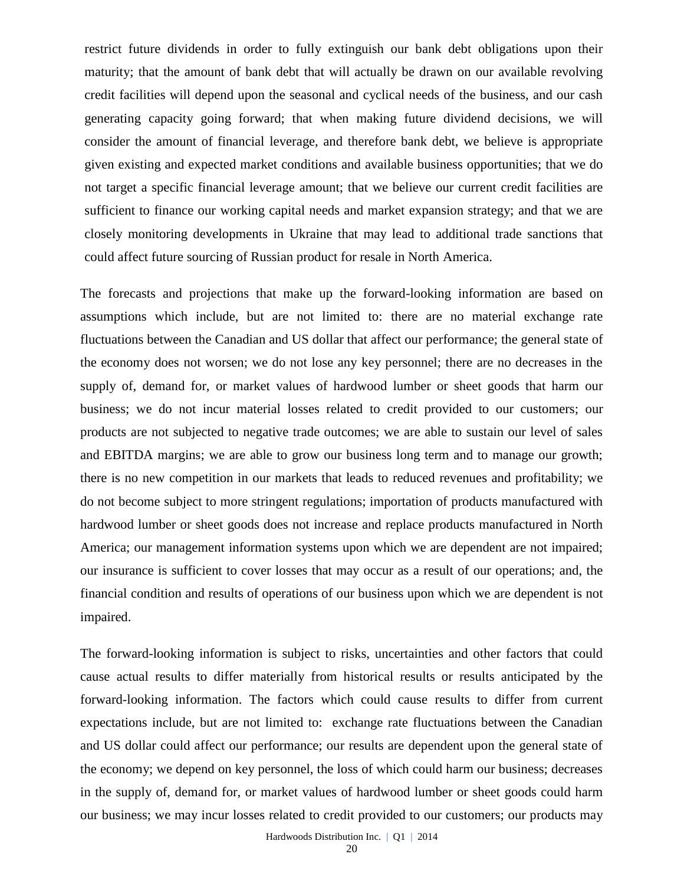restrict future dividends in order to fully extinguish our bank debt obligations upon their maturity; that the amount of bank debt that will actually be drawn on our available revolving credit facilities will depend upon the seasonal and cyclical needs of the business, and our cash generating capacity going forward; that when making future dividend decisions, we will consider the amount of financial leverage, and therefore bank debt, we believe is appropriate given existing and expected market conditions and available business opportunities; that we do not target a specific financial leverage amount; that we believe our current credit facilities are sufficient to finance our working capital needs and market expansion strategy; and that we are closely monitoring developments in Ukraine that may lead to additional trade sanctions that could affect future sourcing of Russian product for resale in North America.

The forecasts and projections that make up the forward-looking information are based on assumptions which include, but are not limited to: there are no material exchange rate fluctuations between the Canadian and US dollar that affect our performance; the general state of the economy does not worsen; we do not lose any key personnel; there are no decreases in the supply of, demand for, or market values of hardwood lumber or sheet goods that harm our business; we do not incur material losses related to credit provided to our customers; our products are not subjected to negative trade outcomes; we are able to sustain our level of sales and EBITDA margins; we are able to grow our business long term and to manage our growth; there is no new competition in our markets that leads to reduced revenues and profitability; we do not become subject to more stringent regulations; importation of products manufactured with hardwood lumber or sheet goods does not increase and replace products manufactured in North America; our management information systems upon which we are dependent are not impaired; our insurance is sufficient to cover losses that may occur as a result of our operations; and, the financial condition and results of operations of our business upon which we are dependent is not impaired.

The forward-looking information is subject to risks, uncertainties and other factors that could cause actual results to differ materially from historical results or results anticipated by the forward-looking information. The factors which could cause results to differ from current expectations include, but are not limited to: exchange rate fluctuations between the Canadian and US dollar could affect our performance; our results are dependent upon the general state of the economy; we depend on key personnel, the loss of which could harm our business; decreases in the supply of, demand for, or market values of hardwood lumber or sheet goods could harm our business; we may incur losses related to credit provided to our customers; our products may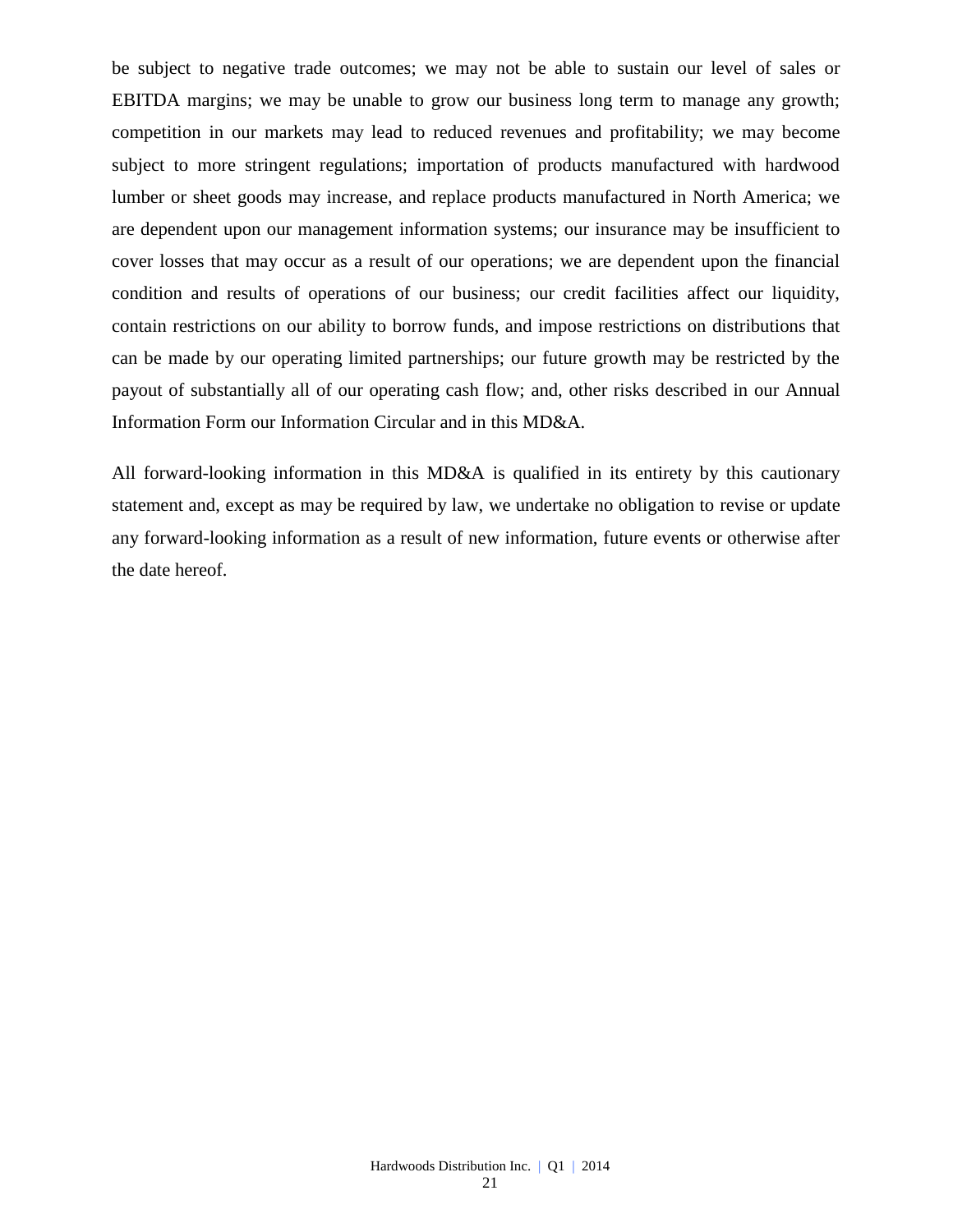be subject to negative trade outcomes; we may not be able to sustain our level of sales or EBITDA margins; we may be unable to grow our business long term to manage any growth; competition in our markets may lead to reduced revenues and profitability; we may become subject to more stringent regulations; importation of products manufactured with hardwood lumber or sheet goods may increase, and replace products manufactured in North America; we are dependent upon our management information systems; our insurance may be insufficient to cover losses that may occur as a result of our operations; we are dependent upon the financial condition and results of operations of our business; our credit facilities affect our liquidity, contain restrictions on our ability to borrow funds, and impose restrictions on distributions that can be made by our operating limited partnerships; our future growth may be restricted by the payout of substantially all of our operating cash flow; and, other risks described in our Annual Information Form our Information Circular and in this MD&A.

All forward-looking information in this MD&A is qualified in its entirety by this cautionary statement and, except as may be required by law, we undertake no obligation to revise or update any forward-looking information as a result of new information, future events or otherwise after the date hereof.